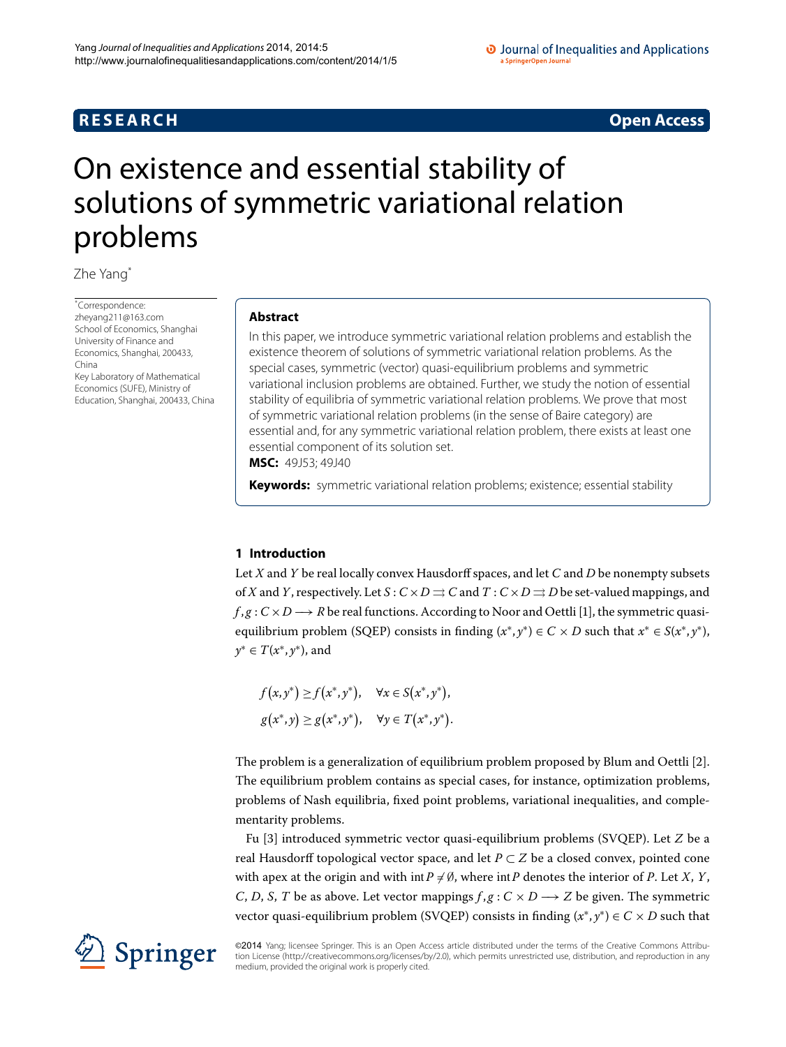RESEARCH | Open Access

# On existence and essential stability of solutions of symmetric variational relation problems

Zhe Yang*

*Correspondence: zheyang211@163.com
School of Economics, Shanghai University of Finance and Economics, Shanghai, 200433, China
Key Laboratory of Mathematical Economics (SUFE), Ministry of Education, Shanghai, 200433, China

## Abstract

In this paper, we introduce symmetric variational relation problems and establish the existence theorem of solutions of symmetric variational relation problems. As the special cases, symmetric (vector) quasi-equilibrium problems and symmetric variational inclusion problems are obtained. Further, we study the notion of essential stability of equilibria of symmetric variational relation problems. We prove that most of symmetric variational relation problems (in the sense of Baire category) are essential and, for any symmetric variational relation problem, there exists at least one essential component of its solution set.

**MSC:** 49J53; 49J40

**Keywords:** symmetric variational relation problems; existence; essential stability

## 1 Introduction

Let $X$ and $Y$ be real locally convex Hausdorff spaces, and let $C$ and $D$ be nonempty subsets of $X$ and $Y$, respectively. Let $S : C \times D \rightrightarrows C$ and $T : C \times D \rightrightarrows D$ be set-valued mappings, and $f, g : C \times D \longrightarrow R$ be real functions. According to Noor and Oettli [1], the symmetric quasi-equilibrium problem (SQEP) consists in finding $(x^*, y^*) \in C \times D$ such that $x^* \in S(x^*, y^*)$, $y^* \in T(x^*, y^*)$, and

$$f(x, y^*) \geq f(x^*, y^*), \quad \forall x \in S(x^*, y^*),$$
$$g(x^*, y) \geq g(x^*, y^*), \quad \forall y \in T(x^*, y^*).$$

The problem is a generalization of equilibrium problem proposed by Blum and Oettli [2]. The equilibrium problem contains as special cases, for instance, optimization problems, problems of Nash equilibria, fixed point problems, variational inequalities, and complementarity problems.

Fu [3] introduced symmetric vector quasi-equilibrium problems (SVQEP). Let $Z$ be a real Hausdorff topological vector space, and let $P \subset Z$ be a closed convex, pointed cone with apex at the origin and with $\operatorname{int} P \neq \emptyset$, where $\operatorname{int} P$ denotes the interior of $P$. Let $X$, $Y$, $C$, $D$, $S$, $T$ be as above. Let vector mappings $f, g : C \times D \longrightarrow Z$ be given. The symmetric vector quasi-equilibrium problem (SVQEP) consists in finding $(x^*, y^*) \in C \times D$ such that

©2014 Yang; licensee Springer. This is an Open Access article distributed under the terms of the Creative Commons Attribution License (http://creativecommons.org/licenses/by/2.0), which permits unrestricted use, distribution, and reproduction in any medium, provided the original work is properly cited.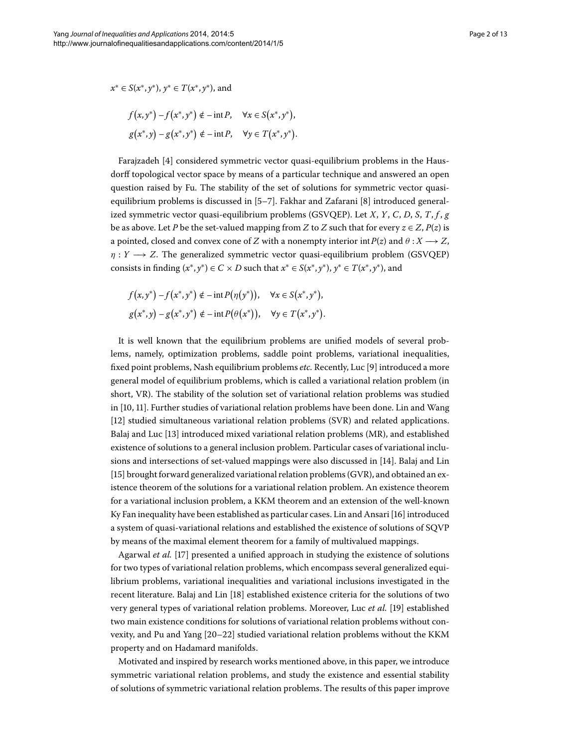$x^* \in S(x^*, y^*)$, $y^* \in T(x^*, y^*)$, and

$$f(x, y^*) - f(x^*, y^*) \notin -\operatorname{int} P, \quad \forall x \in S(x^*, y^*),$$
$$g(x^*, y) - g(x^*, y^*) \notin -\operatorname{int} P, \quad \forall y \in T(x^*, y^*).$$

Farajzadeh [4] considered symmetric vector quasi-equilibrium problems in the Hausdorff topological vector space by means of a particular technique and answered an open question raised by Fu. The stability of the set of solutions for symmetric vector quasi-equilibrium problems is discussed in [5–7]. Fakhar and Zafarani [8] introduced generalized symmetric vector quasi-equilibrium problems (GSVQEP). Let $X$, $Y$, $C$, $D$, $S$, $T$, $f$, $g$ be as above. Let $P$ be the set-valued mapping from $Z$ to $Z$ such that for every $z \in Z$, $P(z)$ is a pointed, closed and convex cone of $Z$ with a nonempty interior $\operatorname{int} P(z)$ and $\theta : X \longrightarrow Z$, $\eta : Y \longrightarrow Z$. The generalized symmetric vector quasi-equilibrium problem (GSVQEP) consists in finding $(x^*, y^*) \in C \times D$ such that $x^* \in S(x^*, y^*)$, $y^* \in T(x^*, y^*)$, and

$$f(x, y^*) - f(x^*, y^*) \notin -\operatorname{int} P(\eta(y^*)), \quad \forall x \in S(x^*, y^*),$$
$$g(x^*, y) - g(x^*, y^*) \notin -\operatorname{int} P(\theta(x^*)), \quad \forall y \in T(x^*, y^*).$$

It is well known that the equilibrium problems are unified models of several problems, namely, optimization problems, saddle point problems, variational inequalities, fixed point problems, Nash equilibrium problems *etc.* Recently, Luc [9] introduced a more general model of equilibrium problems, which is called a variational relation problem (in short, VR). The stability of the solution set of variational relation problems was studied in [10, 11]. Further studies of variational relation problems have been done. Lin and Wang [12] studied simultaneous variational relation problems (SVR) and related applications. Balaj and Luc [13] introduced mixed variational relation problems (MR), and established existence of solutions to a general inclusion problem. Particular cases of variational inclusions and intersections of set-valued mappings were also discussed in [14]. Balaj and Lin [15] brought forward generalized variational relation problems (GVR), and obtained an existence theorem of the solutions for a variational relation problem. An existence theorem for a variational inclusion problem, a KKM theorem and an extension of the well-known Ky Fan inequality have been established as particular cases. Lin and Ansari [16] introduced a system of quasi-variational relations and established the existence of solutions of SQVP by means of the maximal element theorem for a family of multivalued mappings.

Agarwal *et al.* [17] presented a unified approach in studying the existence of solutions for two types of variational relation problems, which encompass several generalized equilibrium problems, variational inequalities and variational inclusions investigated in the recent literature. Balaj and Lin [18] established existence criteria for the solutions of two very general types of variational relation problems. Moreover, Luc *et al.* [19] established two main existence conditions for solutions of variational relation problems without convexity, and Pu and Yang [20–22] studied variational relation problems without the KKM property and on Hadamard manifolds.

Motivated and inspired by research works mentioned above, in this paper, we introduce symmetric variational relation problems, and study the existence and essential stability of solutions of symmetric variational relation problems. The results of this paper improve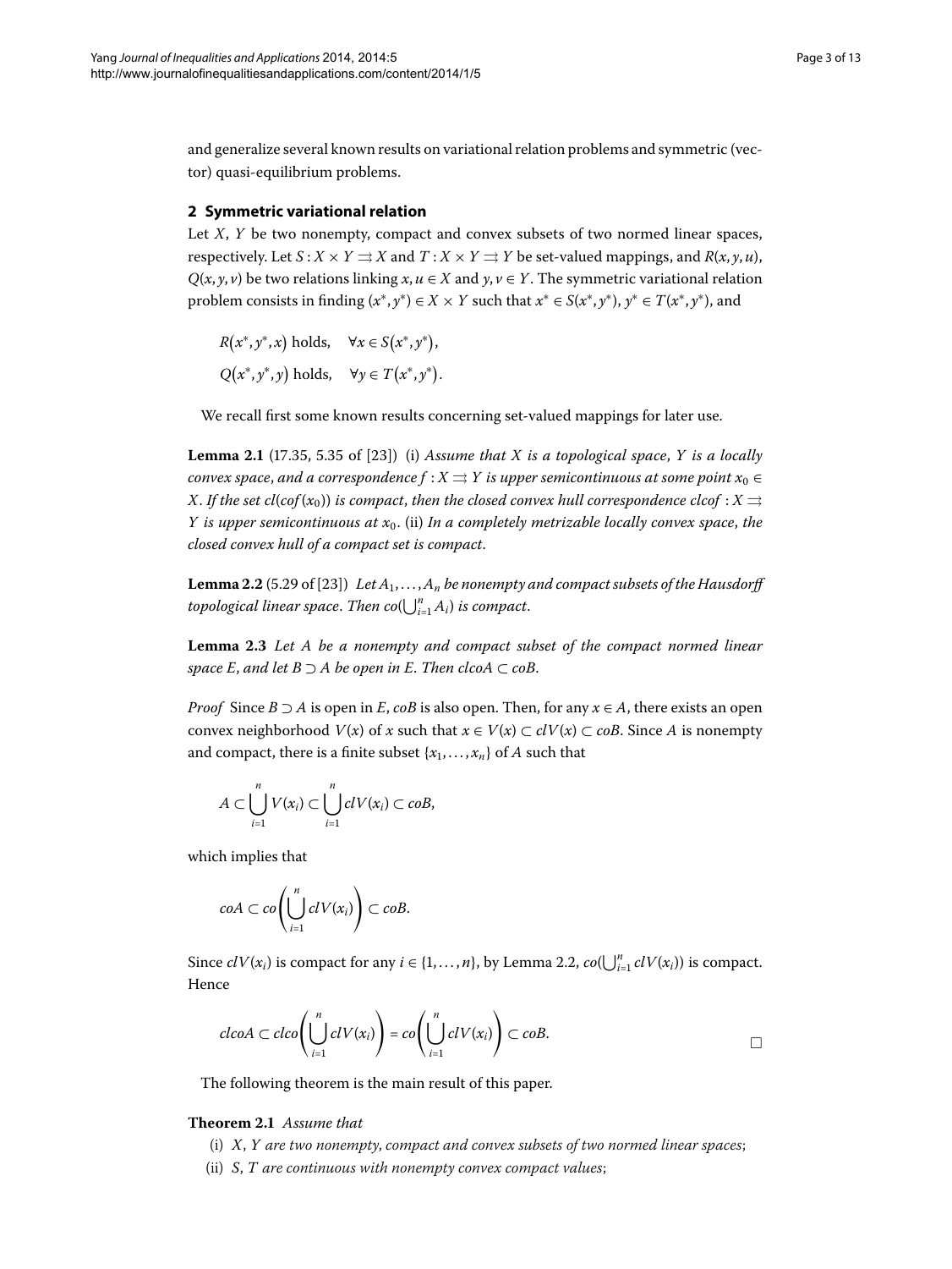and generalize several known results on variational relation problems and symmetric (vector) quasi-equilibrium problems.

## 2 Symmetric variational relation

Let $X$, $Y$ be two nonempty, compact and convex subsets of two normed linear spaces, respectively. Let $S : X \times Y \rightrightarrows X$ and $T : X \times Y \rightrightarrows Y$ be set-valued mappings, and $R(x, y, u)$, $Q(x, y, v)$ be two relations linking $x, u \in X$ and $y, v \in Y$. The symmetric variational relation problem consists in finding $(x^*, y^*) \in X \times Y$ such that $x^* \in S(x^*, y^*)$, $y^* \in T(x^*, y^*)$, and

$$R(x^*, y^*, x) \text{ holds}, \quad \forall x \in S(x^*, y^*),$$
$$Q(x^*, y^*, y) \text{ holds}, \quad \forall y \in T(x^*, y^*).$$

We recall first some known results concerning set-valued mappings for later use.

**Lemma 2.1** (17.35, 5.35 of [23]) (i) *Assume that $X$ is a topological space, $Y$ is a locally convex space, and a correspondence $f : X \rightrightarrows Y$ is upper semicontinuous at some point $x_0 \in X$. If the set $cl(cof(x_0))$ is compact, then the closed convex hull correspondence $clcof : X \rightrightarrows Y$ is upper semicontinuous at $x_0$.* (ii) *In a completely metrizable locally convex space, the closed convex hull of a compact set is compact.*

**Lemma 2.2** (5.29 of [23]) *Let $A_1, \dots, A_n$ be nonempty and compact subsets of the Hausdorff topological linear space. Then $co(\bigcup_{i=1}^n A_i)$ is compact.*

**Lemma 2.3** *Let $A$ be a nonempty and compact subset of the compact normed linear space $E$, and let $B \supset A$ be open in $E$. Then $clcoA \subset coB$.*

*Proof* Since $B \supset A$ is open in $E$, $coB$ is also open. Then, for any $x \in A$, there exists an open convex neighborhood $V(x)$ of $x$ such that $x \in V(x) \subset clV(x) \subset coB$. Since $A$ is nonempty and compact, there is a finite subset $\{x_1, \dots, x_n\}$ of $A$ such that

$$A \subset \bigcup_{i=1}^n V(x_i) \subset \bigcup_{i=1}^n clV(x_i) \subset coB,$$

which implies that

$$coA \subset co\left(\bigcup_{i=1}^n clV(x_i)\right) \subset coB.$$

Since $clV(x_i)$ is compact for any $i \in \{1, \dots, n\}$, by Lemma 2.2, $co(\bigcup_{i=1}^n clV(x_i))$ is compact. Hence

$$clcoA \subset clco\left(\bigcup_{i=1}^n clV(x_i)\right) = co\left(\bigcup_{i=1}^n clV(x_i)\right) \subset coB. \qquad \square$$

The following theorem is the main result of this paper.

**Theorem 2.1** *Assume that*

(i) *$X$, $Y$ are two nonempty, compact and convex subsets of two normed linear spaces*;

(ii) *$S$, $T$ are continuous with nonempty convex compact values*;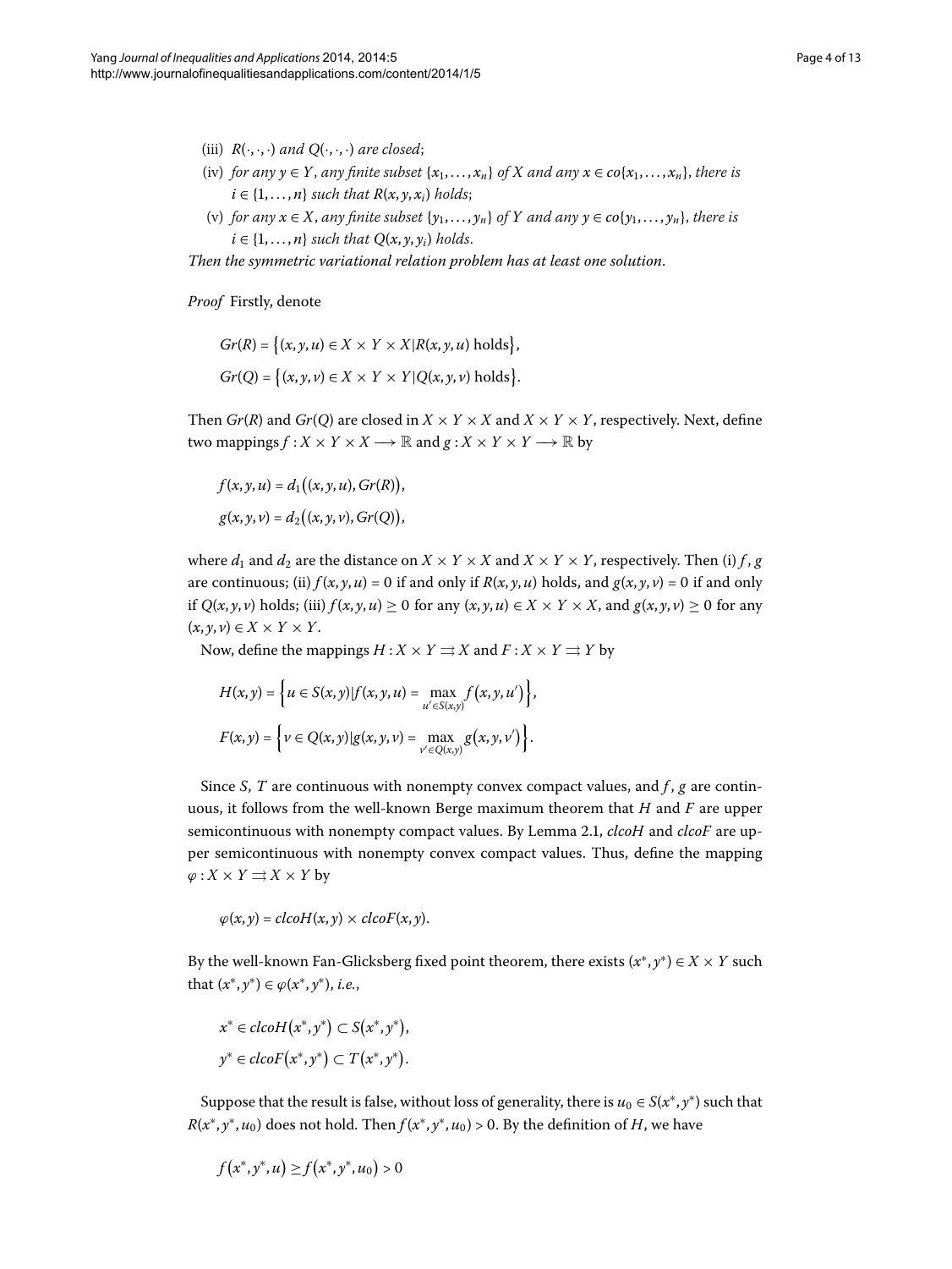(iii) $R(\cdot,\cdot,\cdot)$ *and* $Q(\cdot,\cdot,\cdot)$ *are closed*;

(iv) *for any* $y \in Y$, *any finite subset* $\{x_1,\ldots,x_n\}$ *of* $X$ *and any* $x \in co\{x_1,\ldots,x_n\}$, *there is* $i \in \{1,\ldots,n\}$ *such that* $R(x,y,x_i)$ *holds*;

(v) *for any* $x \in X$, *any finite subset* $\{y_1,\ldots,y_n\}$ *of* $Y$ *and any* $y \in co\{y_1,\ldots,y_n\}$, *there is* $i \in \{1,\ldots,n\}$ *such that* $Q(x,y,y_i)$ *holds*.

*Then the symmetric variational relation problem has at least one solution*.

*Proof* Firstly, denote

$$Gr(R) = \{(x,y,u) \in X \times Y \times X \mid R(x,y,u) \text{ holds}\},$$
$$Gr(Q) = \{(x,y,v) \in X \times Y \times Y \mid Q(x,y,v) \text{ holds}\}.$$

Then $Gr(R)$ and $Gr(Q)$ are closed in $X \times Y \times X$ and $X \times Y \times Y$, respectively. Next, define two mappings $f : X \times Y \times X \longrightarrow \mathbb{R}$ and $g : X \times Y \times Y \longrightarrow \mathbb{R}$ by

$$f(x,y,u) = d_1\big((x,y,u), Gr(R)\big),$$
$$g(x,y,v) = d_2\big((x,y,v), Gr(Q)\big),$$

where $d_1$ and $d_2$ are the distance on $X \times Y \times X$ and $X \times Y \times Y$, respectively. Then (i) $f$, $g$ are continuous; (ii) $f(x,y,u) = 0$ if and only if $R(x,y,u)$ holds, and $g(x,y,v) = 0$ if and only if $Q(x,y,v)$ holds; (iii) $f(x,y,u) \geq 0$ for any $(x,y,u) \in X \times Y \times X$, and $g(x,y,v) \geq 0$ for any $(x,y,v) \in X \times Y \times Y$.

Now, define the mappings $H : X \times Y \rightrightarrows X$ and $F : X \times Y \rightrightarrows Y$ by

$$H(x,y) = \Big\{u \in S(x,y) \mid f(x,y,u) = \max_{u' \in S(x,y)} f(x,y,u')\Big\},$$
$$F(x,y) = \Big\{v \in Q(x,y) \mid g(x,y,v) = \max_{v' \in Q(x,y)} g(x,y,v')\Big\}.$$

Since $S$, $T$ are continuous with nonempty convex compact values, and $f$, $g$ are continuous, it follows from the well-known Berge maximum theorem that $H$ and $F$ are upper semicontinuous with nonempty compact values. By Lemma 2.1, *clcoH* and *clcoF* are upper semicontinuous with nonempty convex compact values. Thus, define the mapping $\varphi : X \times Y \rightrightarrows X \times Y$ by

$$\varphi(x,y) = clcoH(x,y) \times clcoF(x,y).$$

By the well-known Fan-Glicksberg fixed point theorem, there exists $(x^*,y^*) \in X \times Y$ such that $(x^*,y^*) \in \varphi(x^*,y^*)$, *i.e.*,

$$x^* \in clcoH(x^*,y^*) \subset S(x^*,y^*),$$
$$y^* \in clcoF(x^*,y^*) \subset T(x^*,y^*).$$

Suppose that the result is false, without loss of generality, there is $u_0 \in S(x^*,y^*)$ such that $R(x^*,y^*,u_0)$ does not hold. Then $f(x^*,y^*,u_0) > 0$. By the definition of $H$, we have

$$f(x^*,y^*,u) \geq f(x^*,y^*,u_0) > 0$$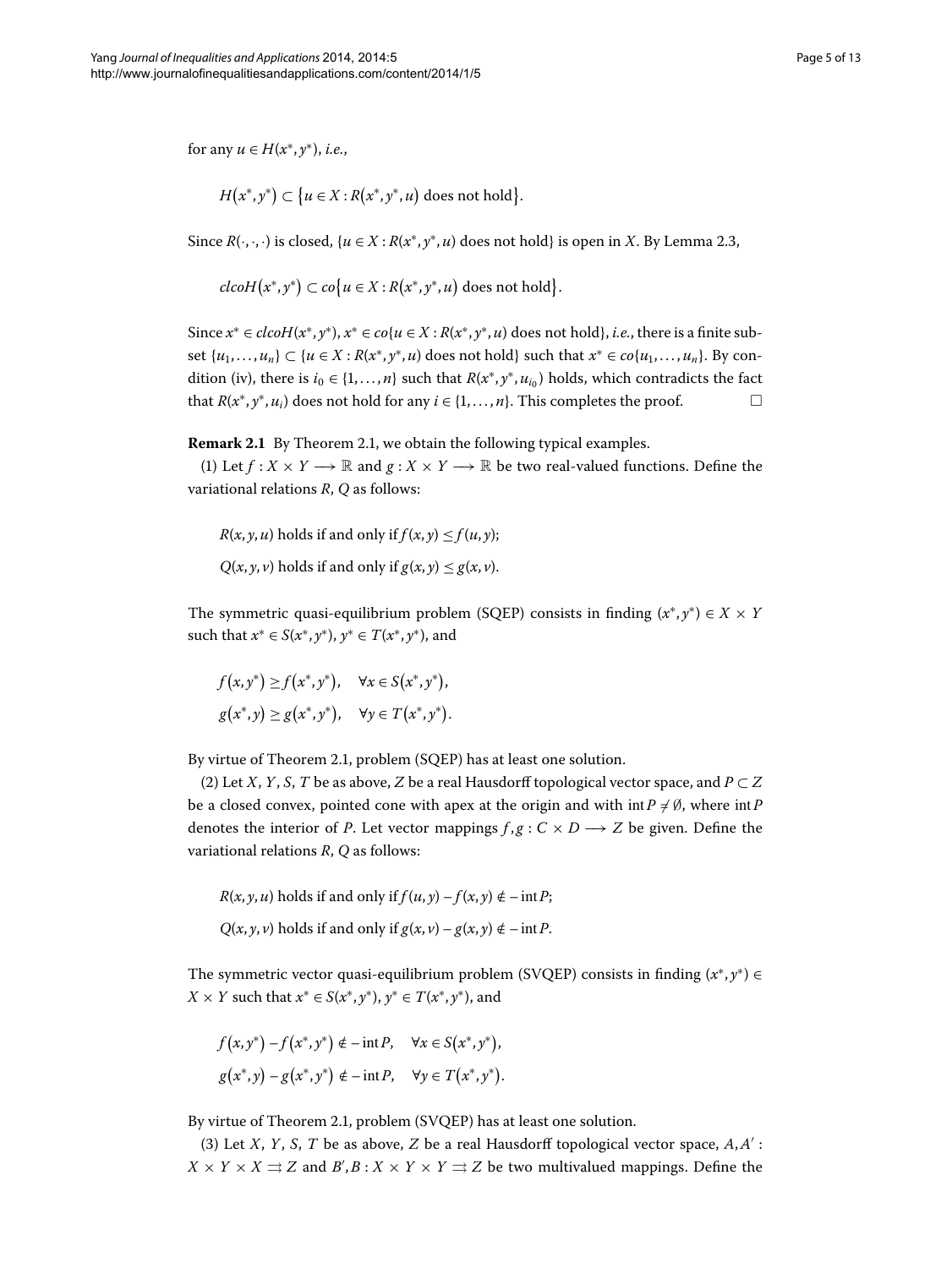for any $u \in H(x^*, y^*)$, *i.e.*,

$$H(x^*, y^*) \subset \{u \in X : R(x^*, y^*, u) \text{ does not hold}\}.$$

Since $R(\cdot,\cdot,\cdot)$ is closed, $\{u \in X : R(x^*, y^*, u) \text{ does not hold}\}$ is open in $X$. By Lemma 2.3,

$$clcoH(x^*, y^*) \subset co\{u \in X : R(x^*, y^*, u) \text{ does not hold}\}.$$

Since $x^* \in clcoH(x^*, y^*)$, $x^* \in co\{u \in X : R(x^*, y^*, u) \text{ does not hold}\}$, *i.e.*, there is a finite subset $\{u_1, \ldots, u_n\} \subset \{u \in X : R(x^*, y^*, u) \text{ does not hold}\}$ such that $x^* \in co\{u_1, \ldots, u_n\}$. By condition (iv), there is $i_0 \in \{1, \ldots, n\}$ such that $R(x^*, y^*, u_{i_0})$ holds, which contradicts the fact that $R(x^*, y^*, u_i)$ does not hold for any $i \in \{1, \ldots, n\}$. This completes the proof. □

**Remark 2.1** By Theorem 2.1, we obtain the following typical examples.

(1) Let $f : X \times Y \longrightarrow \mathbb{R}$ and $g : X \times Y \longrightarrow \mathbb{R}$ be two real-valued functions. Define the variational relations $R$, $Q$ as follows:

$R(x, y, u)$ holds if and only if $f(x, y) \le f(u, y)$;

$Q(x, y, v)$ holds if and only if $g(x, y) \le g(x, v)$.

The symmetric quasi-equilibrium problem (SQEP) consists in finding $(x^*, y^*) \in X \times Y$ such that $x^* \in S(x^*, y^*)$, $y^* \in T(x^*, y^*)$, and

$$f(x, y^*) \ge f(x^*, y^*), \quad \forall x \in S(x^*, y^*),$$
$$g(x^*, y) \ge g(x^*, y^*), \quad \forall y \in T(x^*, y^*).$$

By virtue of Theorem 2.1, problem (SQEP) has at least one solution.

(2) Let $X$, $Y$, $S$, $T$ be as above, $Z$ be a real Hausdorff topological vector space, and $P \subset Z$ be a closed convex, pointed cone with apex at the origin and with $\operatorname{int} P \neq \emptyset$, where $\operatorname{int} P$ denotes the interior of $P$. Let vector mappings $f, g : C \times D \longrightarrow Z$ be given. Define the variational relations $R$, $Q$ as follows:

$R(x, y, u)$ holds if and only if $f(u, y) - f(x, y) \notin -\operatorname{int} P$;

$Q(x, y, v)$ holds if and only if $g(x, v) - g(x, y) \notin -\operatorname{int} P$.

The symmetric vector quasi-equilibrium problem (SVQEP) consists in finding $(x^*, y^*) \in X \times Y$ such that $x^* \in S(x^*, y^*)$, $y^* \in T(x^*, y^*)$, and

$$f(x, y^*) - f(x^*, y^*) \notin -\operatorname{int} P, \quad \forall x \in S(x^*, y^*),$$
$$g(x^*, y) - g(x^*, y^*) \notin -\operatorname{int} P, \quad \forall y \in T(x^*, y^*).$$

By virtue of Theorem 2.1, problem (SVQEP) has at least one solution.

(3) Let $X$, $Y$, $S$, $T$ be as above, $Z$ be a real Hausdorff topological vector space, $A, A' : X \times Y \times X \rightrightarrows Z$ and $B', B : X \times Y \times Y \rightrightarrows Z$ be two multivalued mappings. Define the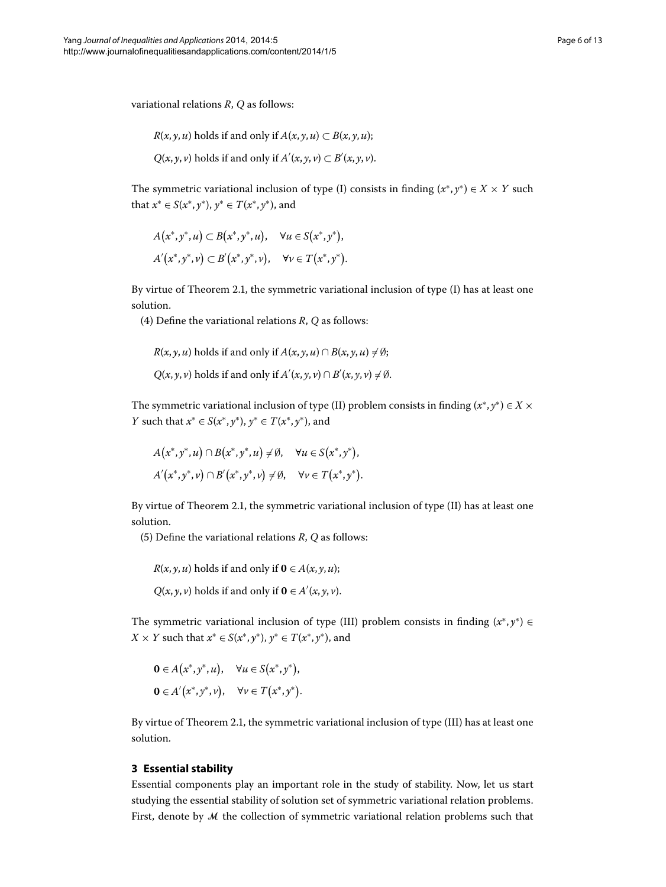variational relations $R$, $Q$ as follows:

$R(x, y, u)$ holds if and only if $A(x, y, u) \subset B(x, y, u)$;

$Q(x, y, v)$ holds if and only if $A'(x, y, v) \subset B'(x, y, v)$.

The symmetric variational inclusion of type (I) consists in finding $(x^*, y^*) \in X \times Y$ such that $x^* \in S(x^*, y^*)$, $y^* \in T(x^*, y^*)$, and

$$A(x^*, y^*, u) \subset B(x^*, y^*, u), \quad \forall u \in S(x^*, y^*),$$
$$A'(x^*, y^*, v) \subset B'(x^*, y^*, v), \quad \forall v \in T(x^*, y^*).$$

By virtue of Theorem 2.1, the symmetric variational inclusion of type (I) has at least one solution.

(4) Define the variational relations $R$, $Q$ as follows:

$R(x, y, u)$ holds if and only if $A(x, y, u) \cap B(x, y, u) \neq \emptyset$;

$Q(x, y, v)$ holds if and only if $A'(x, y, v) \cap B'(x, y, v) \neq \emptyset$.

The symmetric variational inclusion of type (II) problem consists in finding $(x^*, y^*) \in X \times Y$ such that $x^* \in S(x^*, y^*)$, $y^* \in T(x^*, y^*)$, and

$$A(x^*, y^*, u) \cap B(x^*, y^*, u) \neq \emptyset, \quad \forall u \in S(x^*, y^*),$$
$$A'(x^*, y^*, v) \cap B'(x^*, y^*, v) \neq \emptyset, \quad \forall v \in T(x^*, y^*).$$

By virtue of Theorem 2.1, the symmetric variational inclusion of type (II) has at least one solution.

(5) Define the variational relations $R$, $Q$ as follows:

$R(x, y, u)$ holds if and only if $\mathbf{0} \in A(x, y, u)$;

$Q(x, y, v)$ holds if and only if $\mathbf{0} \in A'(x, y, v)$.

The symmetric variational inclusion of type (III) problem consists in finding $(x^*, y^*) \in X \times Y$ such that $x^* \in S(x^*, y^*)$, $y^* \in T(x^*, y^*)$, and

$$\mathbf{0} \in A(x^*, y^*, u), \quad \forall u \in S(x^*, y^*),$$
$$\mathbf{0} \in A'(x^*, y^*, v), \quad \forall v \in T(x^*, y^*).$$

By virtue of Theorem 2.1, the symmetric variational inclusion of type (III) has at least one solution.

## 3 Essential stability

Essential components play an important role in the study of stability. Now, let us start studying the essential stability of solution set of symmetric variational relation problems. First, denote by $\mathcal{M}$ the collection of symmetric variational relation problems such that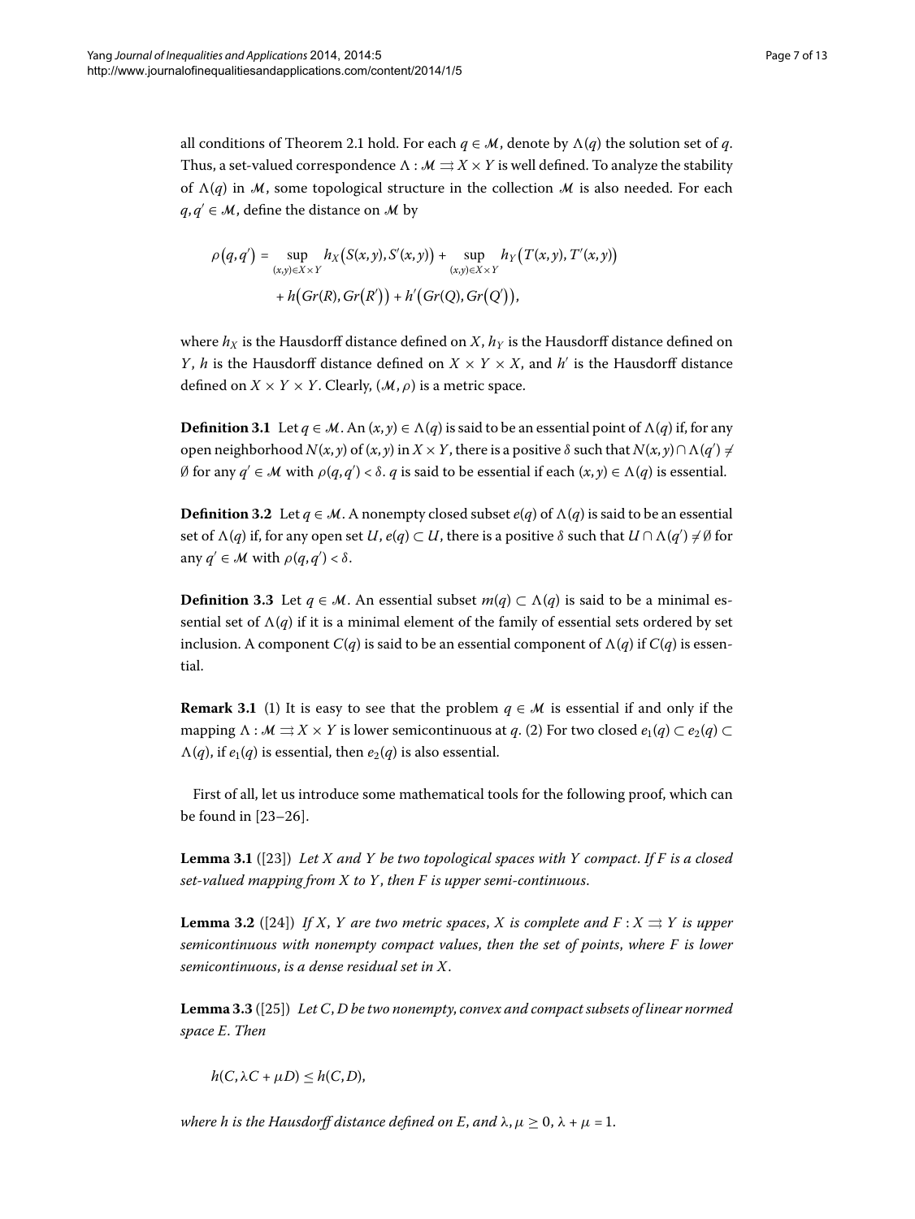all conditions of Theorem 2.1 hold. For each $q \in \mathcal{M}$, denote by $\Lambda(q)$ the solution set of $q$. Thus, a set-valued correspondence $\Lambda : \mathcal{M} \rightrightarrows X \times Y$ is well defined. To analyze the stability of $\Lambda(q)$ in $\mathcal{M}$, some topological structure in the collection $\mathcal{M}$ is also needed. For each $q, q' \in \mathcal{M}$, define the distance on $\mathcal{M}$ by

$$
\begin{aligned}
\rho(q, q') = & \sup_{(x,y) \in X \times Y} h_X\big(S(x,y), S'(x,y)\big) + \sup_{(x,y) \in X \times Y} h_Y\big(T(x,y), T'(x,y)\big) \\
& + h\big(Gr(R), Gr(R')\big) + h'\big(Gr(Q), Gr(Q')\big),
\end{aligned}
$$

where $h_X$ is the Hausdorff distance defined on $X$, $h_Y$ is the Hausdorff distance defined on $Y$, $h$ is the Hausdorff distance defined on $X \times Y \times X$, and $h'$ is the Hausdorff distance defined on $X \times Y \times Y$. Clearly, $(\mathcal{M}, \rho)$ is a metric space.

**Definition 3.1** Let $q \in \mathcal{M}$. An $(x, y) \in \Lambda(q)$ is said to be an essential point of $\Lambda(q)$ if, for any open neighborhood $N(x, y)$ of $(x, y)$ in $X \times Y$, there is a positive $\delta$ such that $N(x, y) \cap \Lambda(q') \neq \emptyset$ for any $q' \in \mathcal{M}$ with $\rho(q, q') < \delta$. $q$ is said to be essential if each $(x, y) \in \Lambda(q)$ is essential.

**Definition 3.2** Let $q \in \mathcal{M}$. A nonempty closed subset $e(q)$ of $\Lambda(q)$ is said to be an essential set of $\Lambda(q)$ if, for any open set $U$, $e(q) \subset U$, there is a positive $\delta$ such that $U \cap \Lambda(q') \neq \emptyset$ for any $q' \in \mathcal{M}$ with $\rho(q, q') < \delta$.

**Definition 3.3** Let $q \in \mathcal{M}$. An essential subset $m(q) \subset \Lambda(q)$ is said to be a minimal essential set of $\Lambda(q)$ if it is a minimal element of the family of essential sets ordered by set inclusion. A component $C(q)$ is said to be an essential component of $\Lambda(q)$ if $C(q)$ is essential.

**Remark 3.1** (1) It is easy to see that the problem $q \in \mathcal{M}$ is essential if and only if the mapping $\Lambda : \mathcal{M} \rightrightarrows X \times Y$ is lower semicontinuous at $q$. (2) For two closed $e_1(q) \subset e_2(q) \subset \Lambda(q)$, if $e_1(q)$ is essential, then $e_2(q)$ is also essential.

First of all, let us introduce some mathematical tools for the following proof, which can be found in [23–26].

**Lemma 3.1** ([23]) *Let $X$ and $Y$ be two topological spaces with $Y$ compact. If $F$ is a closed set-valued mapping from $X$ to $Y$, then $F$ is upper semi-continuous.*

**Lemma 3.2** ([24]) *If $X$, $Y$ are two metric spaces, $X$ is complete and $F : X \rightrightarrows Y$ is upper semicontinuous with nonempty compact values, then the set of points, where $F$ is lower semicontinuous, is a dense residual set in $X$.*

**Lemma 3.3** ([25]) *Let $C$, $D$ be two nonempty, convex and compact subsets of linear normed space $E$. Then*

$$
h(C, \lambda C + \mu D) \leq h(C, D),
$$

*where $h$ is the Hausdorff distance defined on $E$, and $\lambda, \mu \geq 0$, $\lambda + \mu = 1$.*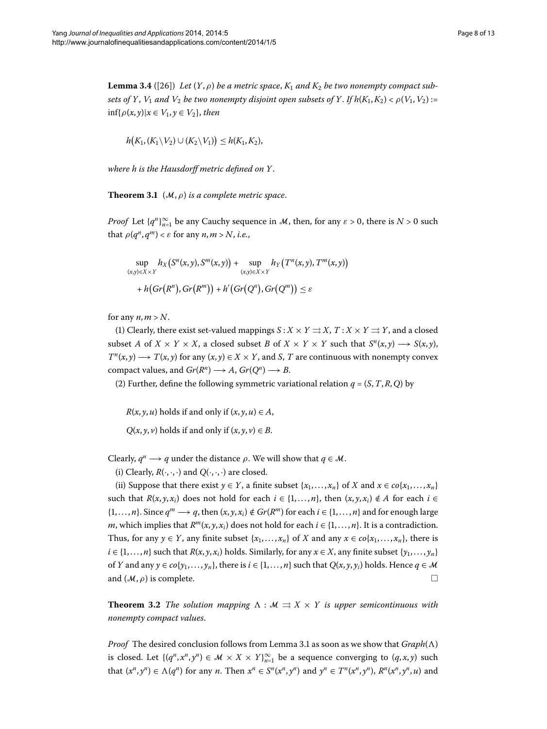**Lemma 3.4** ([26]) *Let $(Y, \rho)$ be a metric space, $K_1$ and $K_2$ be two nonempty compact subsets of $Y$, $V_1$ and $V_2$ be two nonempty disjoint open subsets of $Y$. If $h(K_1, K_2) < \rho(V_1, V_2) := \inf\{\rho(x, y) | x \in V_1, y \in V_2\}$, then*

$$h\big(K_1, (K_1 \backslash V_2) \cup (K_2 \backslash V_1)\big) \leq h(K_1, K_2),$$

*where $h$ is the Hausdorff metric defined on $Y$.*

**Theorem 3.1** *$(\mathcal{M}, \rho)$ is a complete metric space.*

*Proof* Let $\{q^n\}_{n=1}^{\infty}$ be any Cauchy sequence in $\mathcal{M}$, then, for any $\varepsilon > 0$, there is $N > 0$ such that $\rho(q^n, q^m) < \varepsilon$ for any $n, m > N$, *i.e.*,

$$\sup_{(x,y)\in X\times Y} h_X\big(S^n(x,y), S^m(x,y)\big) + \sup_{(x,y)\in X\times Y} h_Y\big(T^n(x,y), T^m(x,y)\big)$$
$$+ h\big(Gr\big(R^n\big), Gr\big(R^m\big)\big) + h'\big(Gr\big(Q^n\big), Gr\big(Q^m\big)\big) \leq \varepsilon$$

for any $n, m > N$.

(1) Clearly, there exist set-valued mappings $S : X \times Y \rightrightarrows X$, $T : X \times Y \rightrightarrows Y$, and a closed subset $A$ of $X \times Y \times X$, a closed subset $B$ of $X \times Y \times Y$ such that $S^n(x, y) \longrightarrow S(x, y)$, $T^n(x, y) \longrightarrow T(x, y)$ for any $(x, y) \in X \times Y$, and $S$, $T$ are continuous with nonempty convex compact values, and $Gr(R^n) \longrightarrow A$, $Gr(Q^n) \longrightarrow B$.

(2) Further, define the following symmetric variational relation $q = (S, T, R, Q)$ by

$R(x, y, u)$ holds if and only if $(x, y, u) \in A$,

$Q(x, y, v)$ holds if and only if $(x, y, v) \in B$.

Clearly, $q^n \longrightarrow q$ under the distance $\rho$. We will show that $q \in \mathcal{M}$.

(i) Clearly, $R(\cdot, \cdot, \cdot)$ and $Q(\cdot, \cdot, \cdot)$ are closed.

(ii) Suppose that there exist $y \in Y$, a finite subset $\{x_1, \ldots, x_n\}$ of $X$ and $x \in co\{x_1, \ldots, x_n\}$ such that $R(x, y, x_i)$ does not hold for each $i \in \{1, \ldots, n\}$, then $(x, y, x_i) \notin A$ for each $i \in \{1, \ldots, n\}$. Since $q^m \longrightarrow q$, then $(x, y, x_i) \notin Gr(R^m)$ for each $i \in \{1, \ldots, n\}$ and for enough large $m$, which implies that $R^m(x, y, x_i)$ does not hold for each $i \in \{1, \ldots, n\}$. It is a contradiction. Thus, for any $y \in Y$, any finite subset $\{x_1, \ldots, x_n\}$ of $X$ and any $x \in co\{x_1, \ldots, x_n\}$, there is $i \in \{1, \ldots, n\}$ such that $R(x, y, x_i)$ holds. Similarly, for any $x \in X$, any finite subset $\{y_1, \ldots, y_n\}$ of $Y$ and any $y \in co\{y_1, \ldots, y_n\}$, there is $i \in \{1, \ldots, n\}$ such that $Q(x, y, y_i)$ holds. Hence $q \in \mathcal{M}$ and $(\mathcal{M}, \rho)$ is complete. □

**Theorem 3.2** *The solution mapping $\Lambda : \mathcal{M} \rightrightarrows X \times Y$ is upper semicontinuous with nonempty compact values.*

*Proof* The desired conclusion follows from Lemma 3.1 as soon as we show that $Graph(\Lambda)$ is closed. Let $\{(q^n, x^n, y^n) \in \mathcal{M} \times X \times Y\}_{n=1}^{\infty}$ be a sequence converging to $(q, x, y)$ such that $(x^n, y^n) \in \Lambda(q^n)$ for any $n$. Then $x^n \in S^n(x^n, y^n)$ and $y^n \in T^n(x^n, y^n)$, $R^n(x^n, y^n, u)$ and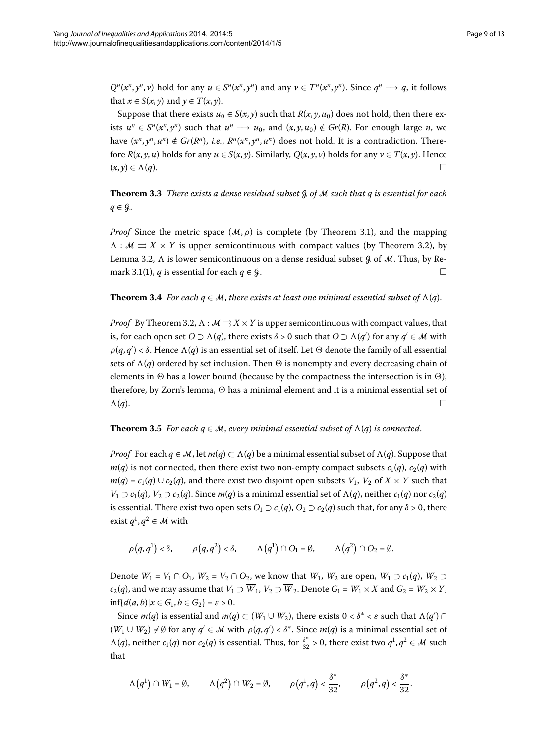$Q^n(x^n, y^n, v)$ hold for any $u \in S^n(x^n, y^n)$ and any $v \in T^n(x^n, y^n)$. Since $q^n \longrightarrow q$, it follows that $x \in S(x, y)$ and $y \in T(x, y)$.

Suppose that there exists $u_0 \in S(x, y)$ such that $R(x, y, u_0)$ does not hold, then there exists $u^n \in S^n(x^n, y^n)$ such that $u^n \longrightarrow u_0$, and $(x, y, u_0) \notin Gr(R)$. For enough large $n$, we have $(x^n, y^n, u^n) \notin Gr(R^n)$, *i.e.*, $R^n(x^n, y^n, u^n)$ does not hold. It is a contradiction. Therefore $R(x, y, u)$ holds for any $u \in S(x, y)$. Similarly, $Q(x, y, v)$ holds for any $v \in T(x, y)$. Hence $(x, y) \in \Lambda(q)$. □

**Theorem 3.3** *There exists a dense residual subset $\mathcal{G}$ of $\mathcal{M}$ such that $q$ is essential for each $q \in \mathcal{G}$.*

*Proof* Since the metric space $(\mathcal{M}, \rho)$ is complete (by Theorem 3.1), and the mapping $\Lambda : \mathcal{M} \rightrightarrows X \times Y$ is upper semicontinuous with compact values (by Theorem 3.2), by Lemma 3.2, $\Lambda$ is lower semicontinuous on a dense residual subset $\mathcal{G}$ of $\mathcal{M}$. Thus, by Remark 3.1(1), $q$ is essential for each $q \in \mathcal{G}$. □

**Theorem 3.4** *For each $q \in \mathcal{M}$, there exists at least one minimal essential subset of $\Lambda(q)$.*

*Proof* By Theorem 3.2, $\Lambda : \mathcal{M} \rightrightarrows X \times Y$ is upper semicontinuous with compact values, that is, for each open set $O \supset \Lambda(q)$, there exists $\delta > 0$ such that $O \supset \Lambda(q')$ for any $q' \in \mathcal{M}$ with $\rho(q, q') < \delta$. Hence $\Lambda(q)$ is an essential set of itself. Let $\Theta$ denote the family of all essential sets of $\Lambda(q)$ ordered by set inclusion. Then $\Theta$ is nonempty and every decreasing chain of elements in $\Theta$ has a lower bound (because by the compactness the intersection is in $\Theta$); therefore, by Zorn's lemma, $\Theta$ has a minimal element and it is a minimal essential set of $\Lambda(q)$. □

**Theorem 3.5** *For each $q \in \mathcal{M}$, every minimal essential subset of $\Lambda(q)$ is connected.*

*Proof* For each $q \in \mathcal{M}$, let $m(q) \subset \Lambda(q)$ be a minimal essential subset of $\Lambda(q)$. Suppose that $m(q)$ is not connected, then there exist two non-empty compact subsets $c_1(q)$, $c_2(q)$ with $m(q) = c_1(q) \cup c_2(q)$, and there exist two disjoint open subsets $V_1$, $V_2$ of $X \times Y$ such that $V_1 \supset c_1(q)$, $V_2 \supset c_2(q)$. Since $m(q)$ is a minimal essential set of $\Lambda(q)$, neither $c_1(q)$ nor $c_2(q)$ is essential. There exist two open sets $O_1 \supset c_1(q)$, $O_2 \supset c_2(q)$ such that, for any $\delta > 0$, there exist $q^1, q^2 \in \mathcal{M}$ with

$$\rho(q, q^1) < \delta, \qquad \rho(q, q^2) < \delta, \qquad \Lambda(q^1) \cap O_1 = \emptyset, \qquad \Lambda(q^2) \cap O_2 = \emptyset.$$

Denote $W_1 = V_1 \cap O_1$, $W_2 = V_2 \cap O_2$, we know that $W_1$, $W_2$ are open, $W_1 \supset c_1(q)$, $W_2 \supset c_2(q)$, and we may assume that $V_1 \supset \overline{W}_1$, $V_2 \supset \overline{W}_2$. Denote $G_1 = W_1 \times X$ and $G_2 = W_2 \times Y$, $\inf\{d(a, b) | x \in G_1, b \in G_2\} = \varepsilon > 0$.

Since $m(q)$ is essential and $m(q) \subset (W_1 \cup W_2)$, there exists $0 < \delta^* < \varepsilon$ such that $\Lambda(q') \cap (W_1 \cup W_2) \neq \emptyset$ for any $q' \in \mathcal{M}$ with $\rho(q, q') < \delta^*$. Since $m(q)$ is a minimal essential set of $\Lambda(q)$, neither $c_1(q)$ nor $c_2(q)$ is essential. Thus, for $\frac{\delta^*}{32} > 0$, there exist two $q^1, q^2 \in \mathcal{M}$ such that

$$\Lambda(q^1) \cap W_1 = \emptyset, \qquad \Lambda(q^2) \cap W_2 = \emptyset, \qquad \rho(q^1, q) < \frac{\delta^*}{32}, \qquad \rho(q^2, q) < \frac{\delta^*}{32}.$$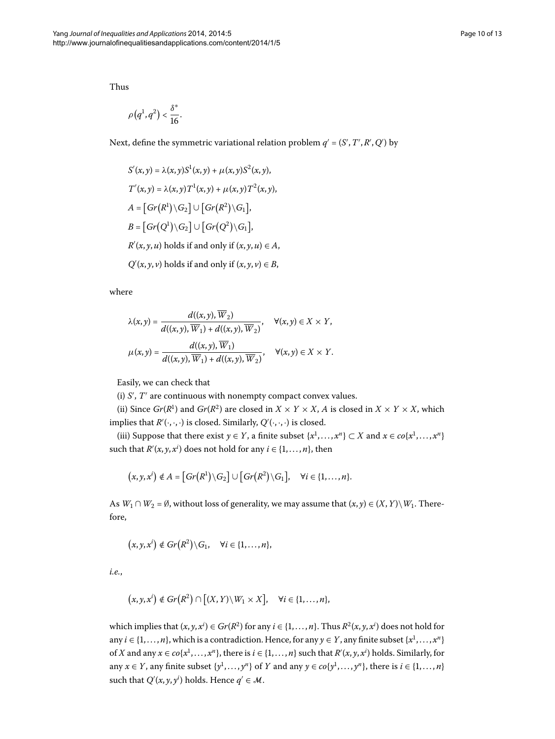Thus

$$\rho(q^1, q^2) < \frac{\delta^*}{16}.$$

Next, define the symmetric variational relation problem $q' = (S', T', R', Q')$ by

$$S'(x,y) = \lambda(x,y)S^1(x,y) + \mu(x,y)S^2(x,y),$$
$$T'(x,y) = \lambda(x,y)T^1(x,y) + \mu(x,y)T^2(x,y),$$
$$A = \left[Gr(R^1)\backslash G_2\right] \cup \left[Gr(R^2)\backslash G_1\right],$$
$$B = \left[Gr(Q^1)\backslash G_2\right] \cup \left[Gr(Q^2)\backslash G_1\right],$$
$$R'(x,y,u) \text{ holds if and only if } (x,y,u) \in A,$$
$$Q'(x,y,v) \text{ holds if and only if } (x,y,v) \in B,$$

where

$$\lambda(x,y) = \frac{d((x,y), \overline{W}_2)}{d((x,y), \overline{W}_1) + d((x,y), \overline{W}_2)}, \quad \forall (x,y) \in X \times Y,$$
$$\mu(x,y) = \frac{d((x,y), \overline{W}_1)}{d((x,y), \overline{W}_1) + d((x,y), \overline{W}_2)}, \quad \forall (x,y) \in X \times Y.$$

Easily, we can check that

(i) $S'$, $T'$ are continuous with nonempty compact convex values.

(ii) Since $Gr(R^1)$ and $Gr(R^2)$ are closed in $X \times Y \times X$, $A$ is closed in $X \times Y \times X$, which implies that $R'(\cdot,\cdot,\cdot)$ is closed. Similarly, $Q'(\cdot,\cdot,\cdot)$ is closed.

(iii) Suppose that there exist $y \in Y$, a finite subset $\{x^1, \ldots, x^n\} \subset X$ and $x \in co\{x^1, \ldots, x^n\}$ such that $R'(x,y,x^i)$ does not hold for any $i \in \{1, \ldots, n\}$, then

$$(x,y,x^i) \notin A = \left[Gr(R^1)\backslash G_2\right] \cup \left[Gr(R^2)\backslash G_1\right], \quad \forall i \in \{1, \ldots, n\}.$$

As $W_1 \cap W_2 = \emptyset$, without loss of generality, we may assume that $(x,y) \in (X,Y)\backslash W_1$. Therefore,

$$(x,y,x^i) \notin Gr(R^2)\backslash G_1, \quad \forall i \in \{1, \ldots, n\},$$

*i.e.*,

$$(x,y,x^i) \notin Gr(R^2) \cap \left[(X,Y)\backslash W_1 \times X\right], \quad \forall i \in \{1, \ldots, n\},$$

which implies that $(x,y,x^i) \in Gr(R^2)$ for any $i \in \{1, \ldots, n\}$. Thus $R^2(x,y,x^i)$ does not hold for any $i \in \{1, \ldots, n\}$, which is a contradiction. Hence, for any $y \in Y$, any finite subset $\{x^1, \ldots, x^n\}$ of $X$ and any $x \in co\{x^1, \ldots, x^n\}$, there is $i \in \{1, \ldots, n\}$ such that $R'(x,y,x^i)$ holds. Similarly, for any $x \in Y$, any finite subset $\{y^1, \ldots, y^n\}$ of $Y$ and any $y \in co\{y^1, \ldots, y^n\}$, there is $i \in \{1, \ldots, n\}$ such that $Q'(x,y,y^i)$ holds. Hence $q' \in \mathcal{M}$.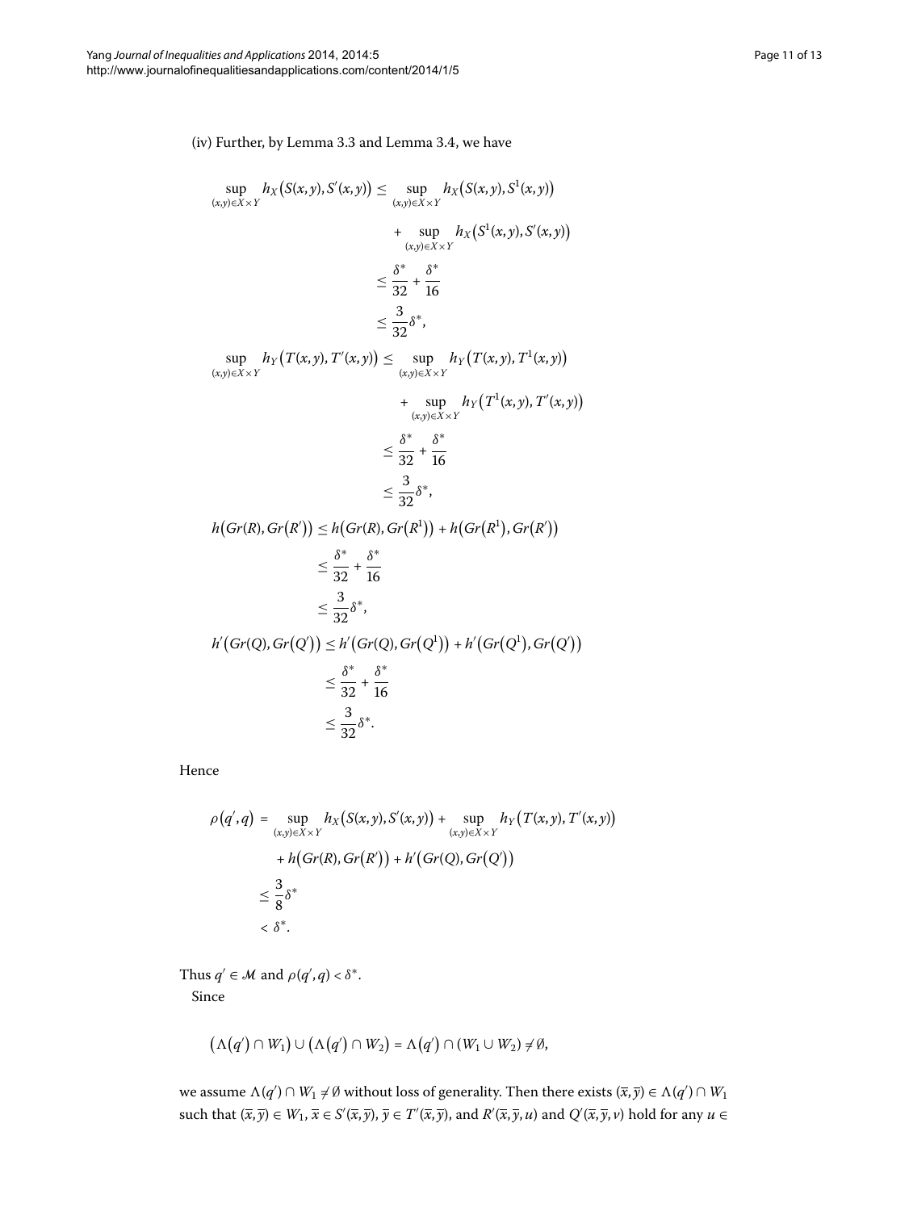(iv) Further, by Lemma 3.3 and Lemma 3.4, we have

$$
\begin{aligned}
\sup_{(x,y)\in X\times Y} h_X\big(S(x,y),S'(x,y)\big) &\le \sup_{(x,y)\in X\times Y} h_X\big(S(x,y),S^1(x,y)\big) \\
&\quad + \sup_{(x,y)\in X\times Y} h_X\big(S^1(x,y),S'(x,y)\big) \\
&\le \frac{\delta^*}{32}+\frac{\delta^*}{16} \\
&\le \frac{3}{32}\delta^*,
\end{aligned}
$$

$$
\begin{aligned}
\sup_{(x,y)\in X\times Y} h_Y\big(T'(x,y),T'(x,y)\big) &\le \sup_{(x,y)\in X\times Y} h_Y\big(T(x,y),T^1(x,y)\big) \\
&\quad + \sup_{(x,y)\in X\times Y} h_Y\big(T^1(x,y),T'(x,y)\big) \\
&\le \frac{\delta^*}{32}+\frac{\delta^*}{16} \\
&\le \frac{3}{32}\delta^*,
\end{aligned}
$$

$$
\begin{aligned}
h\big(Gr(R),Gr(R')\big) &\le h\big(Gr(R),Gr(R^1)\big)+h\big(Gr(R^1),Gr(R')\big) \\
&\le \frac{\delta^*}{32}+\frac{\delta^*}{16} \\
&\le \frac{3}{32}\delta^*,
\end{aligned}
$$

$$
\begin{aligned}
h'\big(Gr(Q),Gr(Q')\big) &\le h'\big(Gr(Q),Gr(Q^1)\big)+h'\big(Gr(Q^1),Gr(Q')\big) \\
&\le \frac{\delta^*}{32}+\frac{\delta^*}{16} \\
&\le \frac{3}{32}\delta^*.
\end{aligned}
$$

Hence

$$
\begin{aligned}
\rho\big(q',q\big) &= \sup_{(x,y)\in X\times Y} h_X\big(S(x,y),S'(x,y)\big)+\sup_{(x,y)\in X\times Y} h_Y\big(T(x,y),T'(x,y)\big) \\
&\quad + h\big(Gr(R),Gr(R')\big)+h'\big(Gr(Q),Gr(Q')\big) \\
&\le \frac{3}{8}\delta^* \\
&< \delta^*.
\end{aligned}
$$

Thus $q'\in\mathcal{M}$ and $\rho(q',q)<\delta^*$.

Since

$$
\big(\Lambda\big(q'\big)\cap W_1\big)\cup\big(\Lambda\big(q'\big)\cap W_2\big)=\Lambda\big(q'\big)\cap(W_1\cup W_2)\neq\emptyset,
$$

we assume $\Lambda(q')\cap W_1\neq\emptyset$ without loss of generality. Then there exists $(\bar{x},\bar{y})\in\Lambda(q')\cap W_1$ such that $(\bar{x},\bar{y})\in W_1$, $\bar{x}\in S'(\bar{x},\bar{y})$, $\bar{y}\in T'(\bar{x},\bar{y})$, and $R'(\bar{x},\bar{y},u)$ and $Q'(\bar{x},\bar{y},v)$ hold for any $u\in$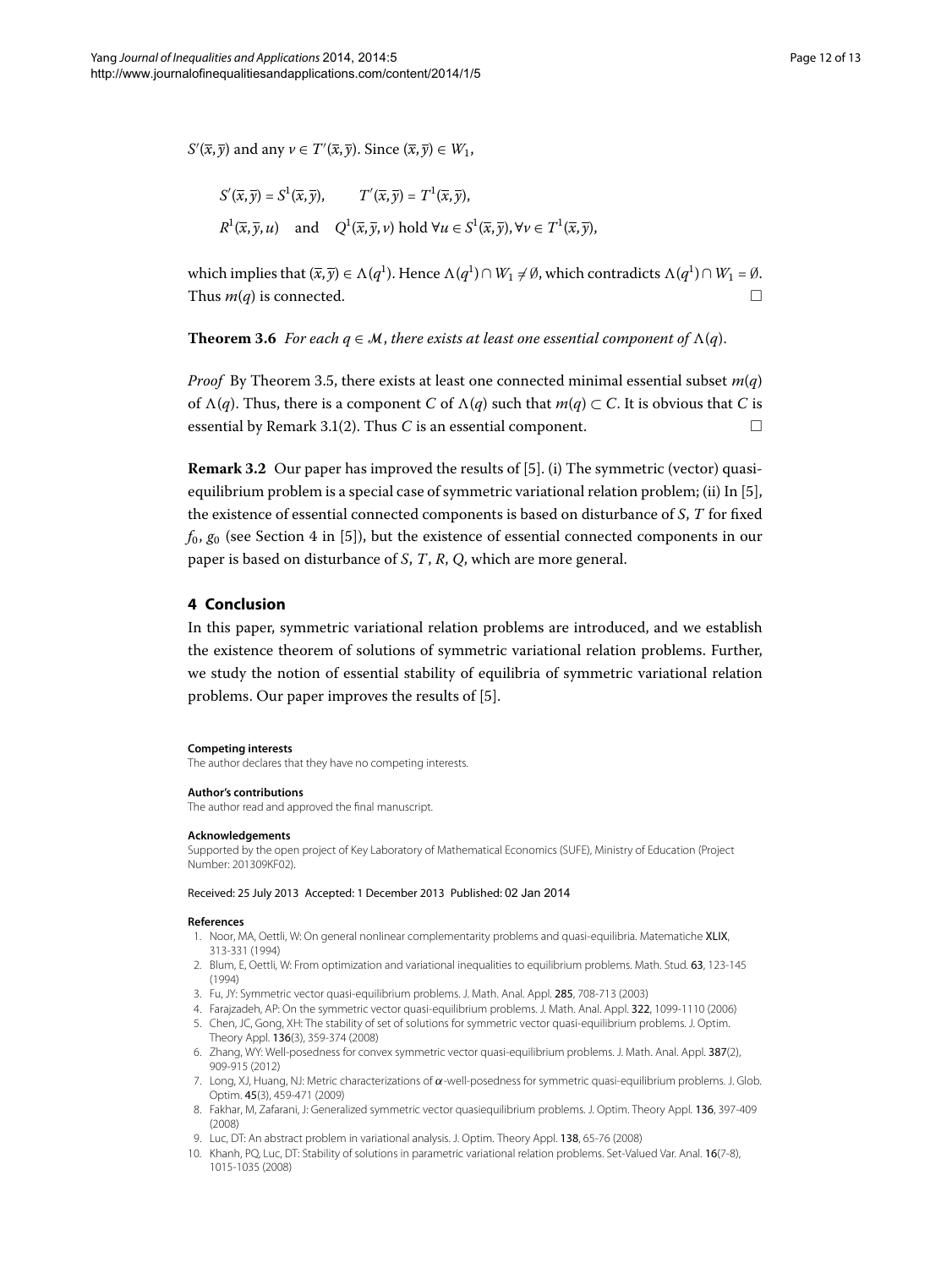$S'(\overline{x},\overline{y})$ and any $v \in T'(\overline{x},\overline{y})$. Since $(\overline{x},\overline{y}) \in W_1$,

$$S'(\overline{x},\overline{y}) = S^1(\overline{x},\overline{y}), \qquad T'(\overline{x},\overline{y}) = T^1(\overline{x},\overline{y}),$$

$$R^1(\overline{x},\overline{y},u) \quad \text{and} \quad Q^1(\overline{x},\overline{y},v) \text{ hold } \forall u \in S^1(\overline{x},\overline{y}), \forall v \in T^1(\overline{x},\overline{y}),$$

which implies that $(\overline{x},\overline{y}) \in \Lambda(q^1)$. Hence $\Lambda(q^1) \cap W_1 \neq \emptyset$, which contradicts $\Lambda(q^1) \cap W_1 = \emptyset$. Thus $m(q)$ is connected. □

**Theorem 3.6** *For each $q \in \mathcal{M}$, there exists at least one essential component of $\Lambda(q)$.*

*Proof* By Theorem 3.5, there exists at least one connected minimal essential subset $m(q)$ of $\Lambda(q)$. Thus, there is a component $C$ of $\Lambda(q)$ such that $m(q) \subset C$. It is obvious that $C$ is essential by Remark 3.1(2). Thus $C$ is an essential component. □

**Remark 3.2** Our paper has improved the results of [5]. (i) The symmetric (vector) quasi-equilibrium problem is a special case of symmetric variational relation problem; (ii) In [5], the existence of essential connected components is based on disturbance of $S$, $T$ for fixed $f_0$, $g_0$ (see Section 4 in [5]), but the existence of essential connected components in our paper is based on disturbance of $S$, $T$, $R$, $Q$, which are more general.

## 4 Conclusion

In this paper, symmetric variational relation problems are introduced, and we establish the existence theorem of solutions of symmetric variational relation problems. Further, we study the notion of essential stability of equilibria of symmetric variational relation problems. Our paper improves the results of [5].

#### Competing interests

The author declares that they have no competing interests.

#### Author's contributions

The author read and approved the final manuscript.

#### Acknowledgements

Supported by the open project of Key Laboratory of Mathematical Economics (SUFE), Ministry of Education (Project Number: 201309KF02).

Received: 25 July 2013 Accepted: 1 December 2013 Published: 02 Jan 2014

#### References

1. Noor, MA, Oettli, W: On general nonlinear complementarity problems and quasi-equilibria. Matematiche **XLIX**, 313-331 (1994)
2. Blum, E, Oettli, W: From optimization and variational inequalities to equilibrium problems. Math. Stud. **63**, 123-145 (1994)
3. Fu, JY: Symmetric vector quasi-equilibrium problems. J. Math. Anal. Appl. **285**, 708-713 (2003)
4. Farajzadeh, AP: On the symmetric vector quasi-equilibrium problems. J. Math. Anal. Appl. **322**, 1099-1110 (2006)
5. Chen, JC, Gong, XH: The stability of set of solutions for symmetric vector quasi-equilibrium problems. J. Optim. Theory Appl. **136**(3), 359-374 (2008)
6. Zhang, WY: Well-posedness for convex symmetric vector quasi-equilibrium problems. J. Math. Anal. Appl. **387**(2), 909-915 (2012)
7. Long, XJ, Huang, NJ: Metric characterizations of $\alpha$-well-posedness for symmetric quasi-equilibrium problems. J. Glob. Optim. **45**(3), 459-471 (2009)
8. Fakhar, M, Zafarani, J: Generalized symmetric vector quasiequilibrium problems. J. Optim. Theory Appl. **136**, 397-409 (2008)
9. Luc, DT: An abstract problem in variational analysis. J. Optim. Theory Appl. **138**, 65-76 (2008)
10. Khanh, PQ, Luc, DT: Stability of solutions in parametric variational relation problems. Set-Valued Var. Anal. **16**(7-8), 1015-1035 (2008)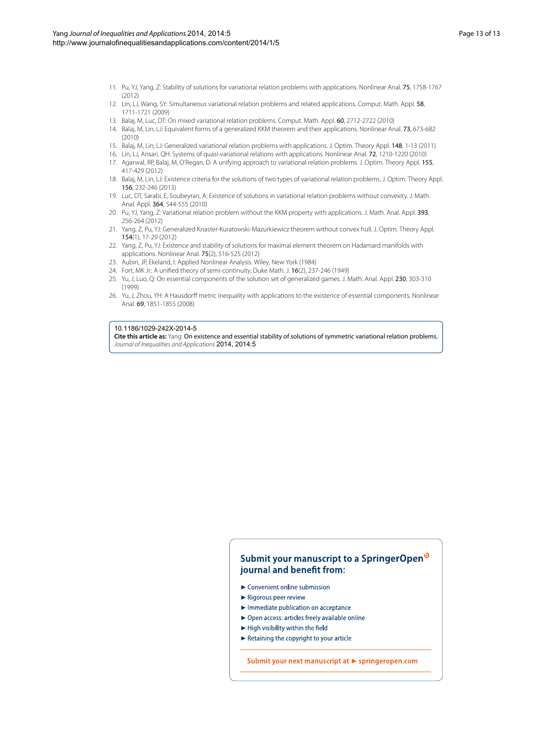11. Pu, YJ, Yang, Z: Stability of solutions for variational relation problems with applications. Nonlinear Anal. **75**, 1758-1767 (2012)
12. Lin, LJ, Wang, SY: Simultaneous variational relation problems and related applications. Comput. Math. Appl. **58**, 1711-1721 (2009)
13. Balaj, M, Luc, DT: On mixed variational relation problems. Comput. Math. Appl. **60**, 2712-2722 (2010)
14. Balaj, M, Lin, LJ: Equivalent forms of a generalized KKM theorem and their applications. Nonlinear Anal. **73**, 673-682 (2010)
15. Balaj, M, Lin, LJ: Generalized variational relation problems with applications. J. Optim. Theory Appl. **148**, 1-13 (2011)
16. Lin, LJ, Ansari, QH: Systems of quasi-variational relations with applications. Nonlinear Anal. **72**, 1210-1220 (2010)
17. Agarwal, RP, Balaj, M, O'Regan, D: A unifying approach to variational relation problems. J. Optim. Theory Appl. **155**, 417-429 (2012)
18. Balaj, M, Lin, LJ: Existence criteria for the solutions of two types of variational relation problems. J. Optim. Theory Appl. **156**, 232-246 (2013)
19. Luc, DT, Sarabi, E, Soubeyran, A: Existence of solutions in variational relation problems without convexity. J. Math. Anal. Appl. **364**, 544-555 (2010)
20. Pu, YJ, Yang, Z: Variational relation problem without the KKM property with applications. J. Math. Anal. Appl. **393**, 256-264 (2012)
21. Yang, Z, Pu, YJ: Generalized Knaster-Kuratowski-Mazurkiewicz theorem without convex hull. J. Optim. Theory Appl. **154**(1), 17-29 (2012)
22. Yang, Z, Pu, YJ: Existence and stability of solutions for maximal element theorem on Hadamard manifolds with applications. Nonlinear Anal. **75**(2), 516-525 (2012)
23. Aubin, JP, Ekeland, I: Applied Nonlinear Analysis. Wiley, New York (1984)
24. Fort, MK Jr.: A unified theory of semi-continuity. Duke Math. J. **16**(2), 237-246 (1949)
25. Yu, J, Luo, Q: On essential components of the solution set of generalized games. J. Math. Anal. Appl. **230**, 303-310 (1999)
26. Yu, J, Zhou, YH: A Hausdorff metric inequality with applications to the existence of essential components. Nonlinear Anal. **69**, 1851-1855 (2008)

10.1186/1029-242X-2014-5
**Cite this article as:** Yang: On existence and essential stability of solutions of symmetric variational relation problems. *Journal of Inequalities and Applications* 2014, 2014:5

**Submit your manuscript to a SpringerOpen journal and benefit from:**

- ► Convenient online submission
- ► Rigorous peer review
- ► Immediate publication on acceptance
- ► Open access: articles freely available online
- ► High visibility within the field
- ► Retaining the copyright to your article

**Submit your next manuscript at ► springeropen.com**